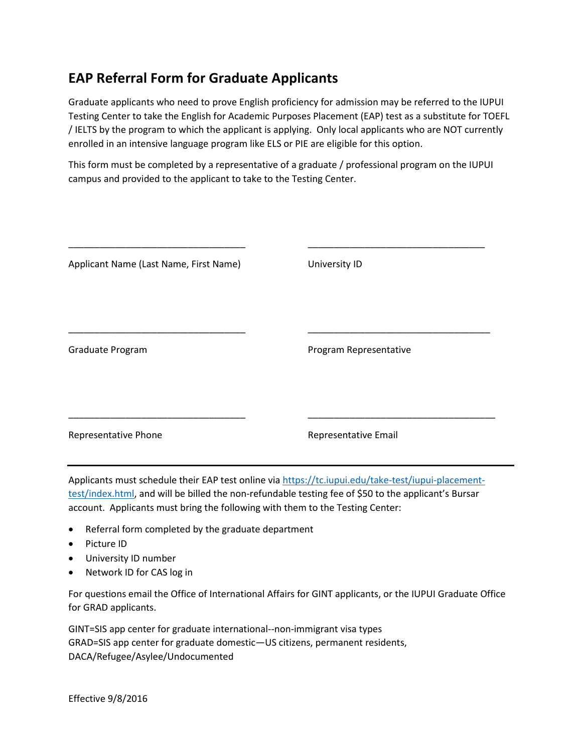# EAP Referral Form for Graduate Applicants

Graduate applicants who need to prove English proficiency for admission may be referred to the IUPUI Testing Center to take the English for Academic Purposes Placement (EAP) test as a substitute for TOEFL / IELTS by the program to which the applicant is applying. Only local applicants who are NOT currently enrolled in an intensive language program like ELS or PIE are eligible for this option.

This form must be completed by a representative of a graduate / professional program on the IUPUI campus and provided to the applicant to take to the Testing Center.

\_\_\_\_\_\_\_\_\_\_\_\_\_\_\_\_\_\_\_\_\_\_\_\_\_\_\_\_\_\_\_\_\_\_ \_\_\_\_\_\_\_\_\_\_\_\_\_\_\_\_\_\_\_\_\_\_\_\_\_\_\_\_\_\_\_\_\_\_

Applicant Name (Last Name, First Name) University ID

\_\_\_\_\_\_\_\_\_\_\_\_\_\_\_\_\_\_\_\_\_\_\_\_\_\_\_\_\_\_\_\_\_\_ \_\_\_\_\_\_\_\_\_\_\_\_\_\_\_\_\_\_\_\_\_\_\_\_\_\_\_\_\_\_\_\_\_\_

Graduate Program Program Representative

\_\_\_\_\_\_\_\_\_\_\_\_\_\_\_\_\_\_\_\_\_\_\_\_\_\_\_\_\_\_\_\_\_\_ \_\_\_\_\_\_\_\_\_\_\_\_\_\_\_\_\_\_\_\_\_\_\_\_\_\_\_\_\_\_\_\_\_\_

Representative Phone Representative Email

---

Applicants must schedule their EAP test online via [https://tc.iupui.edu/take-test/iupui-placement-test/index.html](https://tc.iupui.edu/take-test/iupui-placement-test/index.html), and will be billed the non-refundable testing fee of $50 to the applicant's Bursar account. Applicants must bring the following with them to the Testing Center:

- Referral form completed by the graduate department
- Picture ID
- University ID number
- Network ID for CAS log in

For questions email the Office of International Affairs for GINT applicants, or the IUPUI Graduate Office for GRAD applicants.

GINT=SIS app center for graduate international--non-immigrant visa types
GRAD=SIS app center for graduate domestic—US citizens, permanent residents, DACA/Refugee/Asylee/Undocumented

Effective 9/8/2016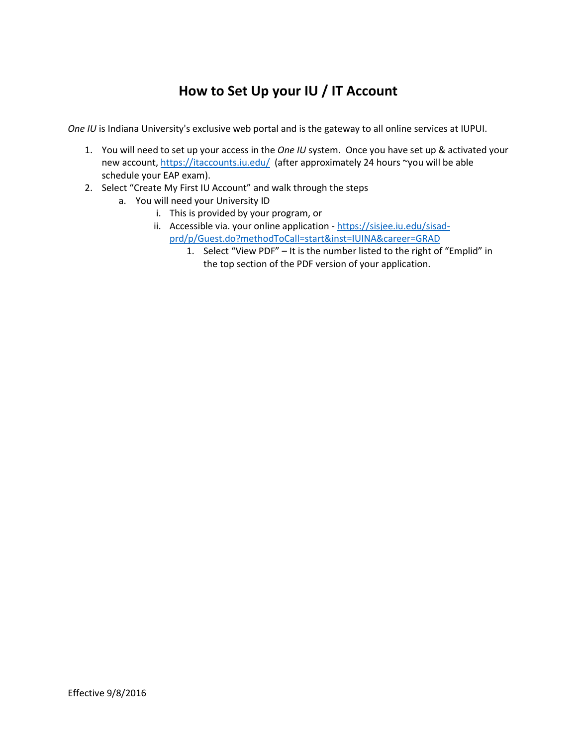# How to Set Up your IU / IT Account

*One IU* is Indiana University's exclusive web portal and is the gateway to all online services at IUPUI.

1. You will need to set up your access in the *One IU* system. Once you have set up & activated your new account, https://itaccounts.iu.edu/ (after approximately 24 hours ~you will be able schedule your EAP exam).
2. Select "Create My First IU Account" and walk through the steps
    a. You will need your University ID
        i. This is provided by your program, or
        ii. Accessible via. your online application - https://sisjee.iu.edu/sisad-prd/p/Guest.do?methodToCall=start&inst=IUINA&career=GRAD
            1. Select "View PDF" – It is the number listed to the right of "Emplid" in the top section of the PDF version of your application.

Effective 9/8/2016